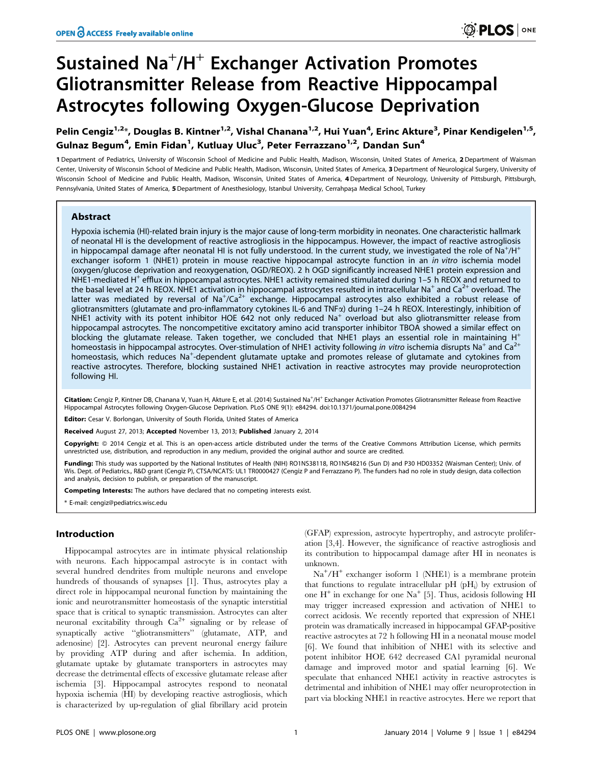# Sustained $Na^+/H^+$ Exchanger Activation Promotes Gliotransmitter Release from Reactive Hippocampal Astrocytes following Oxygen-Glucose Deprivation

**Pelin Cengiz[1,2]*, Douglas B. Kintner[1,2], Vishal Chanana[1,2], Hui Yuan[4], Erinc Akture[3], Pinar Kendigelen[1,5], Gulnaz Begum[4], Emin Fidan[1], Kutluay Uluc[3], Peter Ferrazzano[1,2], Dandan Sun[4]**

1 Department of Pediatrics, University of Wisconsin School of Medicine and Public Health, Madison, Wisconsin, United States of America, 2 Department of Waisman Center, University of Wisconsin School of Medicine and Public Health, Madison, Wisconsin, United States of America, 3 Department of Neurological Surgery, University of Wisconsin School of Medicine and Public Health, Madison, Wisconsin, United States of America, 4 Department of Neurology, University of Pittsburgh, Pittsburgh, Pennsylvania, United States of America, 5 Department of Anesthesiology, Istanbul University, Cerrahpaşa Medical School, Turkey

## Abstract

Hypoxia ischemia (HI)-related brain injury is the major cause of long-term morbidity in neonates. One characteristic hallmark of neonatal HI is the development of reactive astrogliosis in the hippocampus. However, the impact of reactive astrogliosis in hippocampal damage after neonatal HI is not fully understood. In the current study, we investigated the role of $Na^+/H^+$ exchanger isoform 1 (NHE1) protein in mouse reactive hippocampal astrocyte function in an *in vitro* ischemia model (oxygen/glucose deprivation and reoxygenation, OGD/REOX). 2 h OGD significantly increased NHE1 protein expression and NHE1-mediated $H^+$ efflux in hippocampal astrocytes. NHE1 activity remained stimulated during 1–5 h REOX and returned to the basal level at 24 h REOX. NHE1 activation in hippocampal astrocytes resulted in intracellular $Na^+$ and $Ca^{2+}$ overload. The latter was mediated by reversal of $Na^+/Ca^{2+}$ exchange. Hippocampal astrocytes also exhibited a robust release of gliotransmitters (glutamate and pro-inflammatory cytokines IL-6 and TNFα) during 1–24 h REOX. Interestingly, inhibition of NHE1 activity with its potent inhibitor HOE 642 not only reduced $Na^+$ overload but also gliotransmitter release from hippocampal astrocytes. The noncompetitive excitatory amino acid transporter inhibitor TBOA showed a similar effect on blocking the glutamate release. Taken together, we concluded that NHE1 plays an essential role in maintaining $H^+$ homeostasis in hippocampal astrocytes. Over-stimulation of NHE1 activity following *in vitro* ischemia disrupts $Na^+$ and $Ca^{2+}$ homeostasis, which reduces $Na^+$-dependent glutamate uptake and promotes release of glutamate and cytokines from reactive astrocytes. Therefore, blocking sustained NHE1 activation in reactive astrocytes may provide neuroprotection following HI.

**Citation:** Cengiz P, Kintner DB, Chanana V, Yuan H, Akture E, et al. (2014) Sustained $Na^+/H^+$ Exchanger Activation Promotes Gliotransmitter Release from Reactive Hippocampal Astrocytes following Oxygen-Glucose Deprivation. PLoS ONE 9(1): e84294. doi:10.1371/journal.pone.0084294

**Editor:** Cesar V. Borlongan, University of South Florida, United States of America

**Received** August 27, 2013; **Accepted** November 13, 2013; **Published** January 2, 2014

**Copyright:** © 2014 Cengiz et al. This is an open-access article distributed under the terms of the Creative Commons Attribution License, which permits unrestricted use, distribution, and reproduction in any medium, provided the original author and source are credited.

**Funding:** This study was supported by the National Institutes of Health (NIH) RO1NS38118, RO1NS48216 (Sun D) and P30 HD03352 (Waisman Center); Univ. of Wis. Dept. of Pediatrics., R&D grant (Cengiz P), CTSA/NCATS: UL1 TR0000427 (Cengiz P and Ferrazzano P). The funders had no role in study design, data collection and analysis, decision to publish, or preparation of the manuscript.

**Competing Interests:** The authors have declared that no competing interests exist.

\* E-mail: cengiz@pediatrics.wisc.edu

## Introduction

Hippocampal astrocytes are in intimate physical relationship with neurons. Each hippocampal astrocyte is in contact with several hundred dendrites from multiple neurons and envelope hundreds of thousands of synapses [1]. Thus, astrocytes play a direct role in hippocampal neuronal function by maintaining the ionic and neurotransmitter homeostasis of the synaptic interstitial space that is critical to synaptic transmission. Astrocytes can alter neuronal excitability through $Ca^{2+}$ signaling or by release of synaptically active "gliotransmitters" (glutamate, ATP, and adenosine) [2]. Astrocytes can prevent neuronal energy failure by providing ATP during and after ischemia. In addition, glutamate uptake by glutamate transporters in astrocytes may decrease the detrimental effects of excessive glutamate release after ischemia [3]. Hippocampal astrocytes respond to neonatal hypoxia ischemia (HI) by developing reactive astrogliosis, which is characterized by up-regulation of glial fibrillary acid protein (GFAP) expression, astrocyte hypertrophy, and astrocyte proliferation [3,4]. However, the significance of reactive astrogliosis and its contribution to hippocampal damage after HI in neonates is unknown.

$Na^+/H^+$ exchanger isoform 1 (NHE1) is a membrane protein that functions to regulate intracellular pH ($pH_i$) by extrusion of one $H^+$ in exchange for one $Na^+$ [5]. Thus, acidosis following HI may trigger increased expression and activation of NHE1 to correct acidosis. We recently reported that expression of NHE1 protein was dramatically increased in hippocampal GFAP-positive reactive astrocytes at 72 h following HI in a neonatal mouse model [6]. We found that inhibition of NHE1 with its selective and potent inhibitor HOE 642 decreased CA1 pyramidal neuronal damage and improved motor and spatial learning [6]. We speculate that enhanced NHE1 activity in reactive astrocytes is detrimental and inhibition of NHE1 may offer neuroprotection in part via blocking NHE1 in reactive astrocytes. Here we report that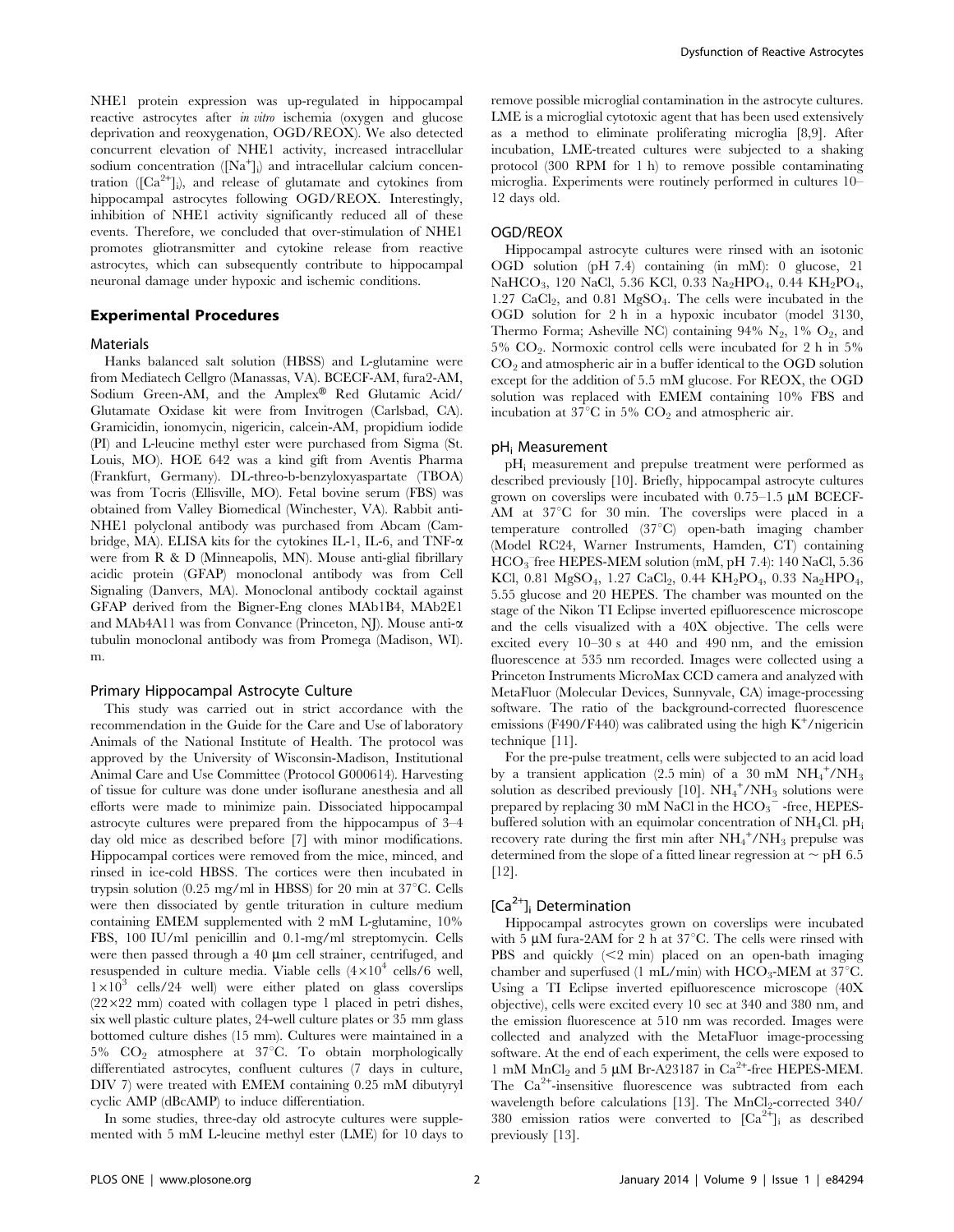NHE1 protein expression was up-regulated in hippocampal reactive astrocytes after *in vitro* ischemia (oxygen and glucose deprivation and reoxygenation, OGD/REOX). We also detected concurrent elevation of NHE1 activity, increased intracellular sodium concentration ($[Na^+]_i$) and intracellular calcium concentration ($[Ca^{2+}]_i$), and release of glutamate and cytokines from hippocampal astrocytes following OGD/REOX. Interestingly, inhibition of NHE1 activity significantly reduced all of these events. Therefore, we concluded that over-stimulation of NHE1 promotes gliotransmitter and cytokine release from reactive astrocytes, which can subsequently contribute to hippocampal neuronal damage under hypoxic and ischemic conditions.

## Experimental Procedures

### Materials

Hanks balanced salt solution (HBSS) and L-glutamine were from Mediatech Cellgro (Manassas, VA). BCECF-AM, fura2-AM, Sodium Green-AM, and the Amplex® Red Glutamic Acid/Glutamate Oxidase kit were from Invitrogen (Carlsbad, CA). Gramicidin, ionomycin, nigericin, calcein-AM, propidium iodide (PI) and L-leucine methyl ester were purchased from Sigma (St. Louis, MO). HOE 642 was a kind gift from Aventis Pharma (Frankfurt, Germany). DL-threo-b-benzyloxyaspartate (TBOA) was from Tocris (Ellisville, MO). Fetal bovine serum (FBS) was obtained from Valley Biomedical (Winchester, VA). Rabbit anti-NHE1 polyclonal antibody was purchased from Abcam (Cambridge, MA). ELISA kits for the cytokines IL-1, IL-6, and TNF-α were from R & D (Minneapolis, MN). Mouse anti-glial fibrillary acidic protein (GFAP) monoclonal antibody was from Cell Signaling (Danvers, MA). Monoclonal antibody cocktail against GFAP derived from the Bigner-Eng clones MAb1B4, MAb2E1 and MAb4A11 was from Convance (Princeton, NJ). Mouse anti-α tubulin monoclonal antibody was from Promega (Madison, WI). m.

### Primary Hippocampal Astrocyte Culture

This study was carried out in strict accordance with the recommendation in the Guide for the Care and Use of laboratory Animals of the National Institute of Health. The protocol was approved by the University of Wisconsin-Madison, Institutional Animal Care and Use Committee (Protocol G000614). Harvesting of tissue for culture was done under isoflurane anesthesia and all efforts were made to minimize pain. Dissociated hippocampal astrocyte cultures were prepared from the hippocampus of 3–4 day old mice as described before [7] with minor modifications. Hippocampal cortices were removed from the mice, minced, and rinsed in ice-cold HBSS. The cortices were then incubated in trypsin solution (0.25 mg/ml in HBSS) for 20 min at 37°C. Cells were then dissociated by gentle trituration in culture medium containing EMEM supplemented with 2 mM L-glutamine, 10% FBS, 100 IU/ml penicillin and 0.1-mg/ml streptomycin. Cells were then passed through a 40 μm cell strainer, centrifuged, and resuspended in culture media. Viable cells ($4\times10^4$ cells/6 well, $1\times10^3$ cells/24 well) were either plated on glass coverslips (22×22 mm) coated with collagen type 1 placed in petri dishes, six well plastic culture plates, 24-well culture plates or 35 mm glass bottomed culture dishes (15 mm). Cultures were maintained in a 5% $CO_2$ atmosphere at 37°C. To obtain morphologically differentiated astrocytes, confluent cultures (7 days in culture, DIV 7) were treated with EMEM containing 0.25 mM dibutyryl cyclic AMP (dBcAMP) to induce differentiation.

In some studies, three-day old astrocyte cultures were supplemented with 5 mM L-leucine methyl ester (LME) for 10 days to remove possible microglial contamination in the astrocyte cultures. LME is a microglial cytotoxic agent that has been used extensively as a method to eliminate proliferating microglia [8,9]. After incubation, LME-treated cultures were subjected to a shaking protocol (300 RPM for 1 h) to remove possible contaminating microglia. Experiments were routinely performed in cultures 10–12 days old.

### OGD/REOX

Hippocampal astrocyte cultures were rinsed with an isotonic OGD solution (pH 7.4) containing (in mM): 0 glucose, 21 $NaHCO_3$, 120 NaCl, 0.33 $Na_2HPO_4$, 0.44 $KH_2PO_4$, 1.27 $CaCl_2$, and 0.81 $MgSO_4$. The cells were incubated in the OGD solution for 2 h in a hypoxic incubator (model 3130, Thermo Forma; Asheville NC) containing 94% $N_2$, 1% $O_2$, and 5% $CO_2$. Normoxic control cells were incubated for 2 h in 5% $CO_2$ and atmospheric air in a buffer identical to the OGD solution except for the addition of 5.5 mM glucose. For REOX, the OGD solution was replaced with EMEM containing 10% FBS and incubation at 37°C in 5% $CO_2$ and atmospheric air.

### $pH_i$ Measurement

$pH_i$ measurement and prepulse treatment were performed as described previously [10]. Briefly, hippocampal astrocyte cultures grown on coverslips were incubated with 0.75–1.5 μM BCECF-AM at 37°C for 30 min. The coverslips were placed in a temperature controlled (37°C) open-bath imaging chamber (Model RC24, Warner Instruments, Hamden, CT) containing $HCO_3^-$free HEPES-MEM solution (mM, pH 7.4): 140 NaCl, 5.36 KCl, 0.81 $MgSO_4$, 1.27 $CaCl_2$, 0.44 $KH_2PO_4$, 0.33 $Na_2HPO_4$, 5.55 glucose and 20 HEPES. The chamber was mounted on the stage of the Nikon TI Eclipse inverted epifluorescence microscope and the cells visualized with a 40X objective. The cells were excited every 10–30 s at 440 and 490 nm, and the emission fluorescence at 535 nm recorded. Images were collected using a Princeton Instruments MicroMax CCD camera and analyzed with MetaFluor (Molecular Devices, Sunnyvale, CA) image-processing software. The ratio of the background-corrected fluorescence emissions (F490/F440) was calibrated using the high $K^+$/nigericin technique [11].

For the pre-pulse treatment, cells were subjected to an acid load by a transient application (2.5 min) of a 30 mM $NH_4^+/NH_3$ solution as described previously [10]. $NH_4^+/NH_3$ solutions were prepared by replacing 30 mM NaCl in the $HCO_3^-$ -free, HEPES-buffered solution with an equimolar concentration of $NH_4Cl$. $pH_i$ recovery rate during the first min after $NH_4^+/NH_3$ prepulse was determined from the slope of a fitted linear regression at ~ pH 6.5 [12].

### $[Ca^{2+}]_i$ Determination

Hippocampal astrocytes grown on coverslips were incubated with 5 μM fura-2AM for 2 h at 37°C. The cells were rinsed with PBS and quickly (<2 min) placed on an open-bath imaging chamber and superfused (1 mL/min) with $HCO_3$-MEM at 37°C. Using a TI Eclipse inverted epifluorescence microscope (40X objective), cells were excited every 10 sec at 340 and 380 nm, and the emission fluorescence at 510 nm was recorded. Images were collected and analyzed with the MetaFluor image-processing software. At the end of each experiment, the cells were exposed to 1 mM $MnCl_2$ and 5 μM Br-A23187 in $Ca^{2+}$-free HEPES-MEM. The $Ca^{2+}$-insensitive fluorescence was subtracted from each wavelength before calculations [13]. The $MnCl_2$-corrected 340/380 emission ratios were converted to $[Ca^{2+}]_i$ as described previously [13].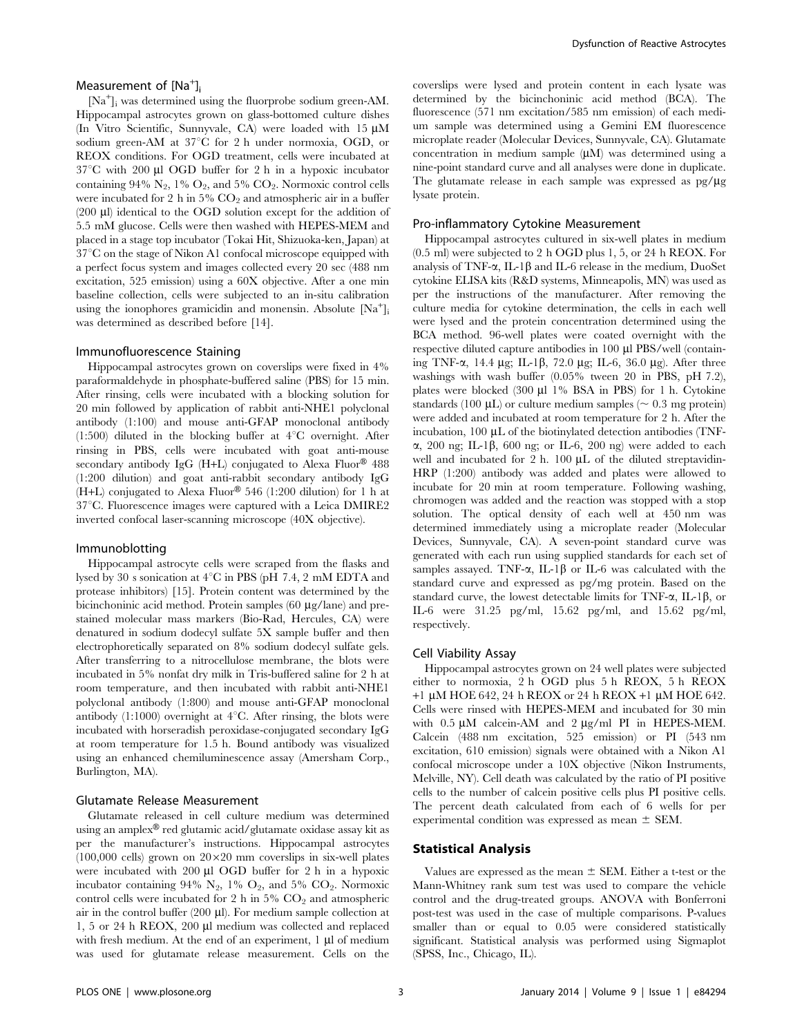### Measurement of $[Na^+]_i$

$[Na^+]_i$ was determined using the fluorprobe sodium green-AM. Hippocampal astrocytes grown on glass-bottomed culture dishes (In Vitro Scientific, Sunnyvale, CA) were loaded with 15 μM sodium green-AM at 37°C for 2 h under normoxia, OGD, or REOX conditions. For OGD treatment, cells were incubated at 37°C with 200 μl OGD buffer for 2 h in a hypoxic incubator containing 94% $N_2$, 1% $O_2$, and 5% $CO_2$. Normoxic control cells were incubated for 2 h in 5% $CO_2$ and atmospheric air in a buffer (200 μl) identical to the OGD solution except for the addition of 5.5 mM glucose. Cells were then washed with HEPES-MEM and placed in a stage top incubator (Tokai Hit, Shizuoka-ken, Japan) at 37°C on the stage of Nikon A1 confocal microscope equipped with a perfect focus system and images collected every 20 sec (488 nm excitation, 525 emission) using a 60X objective. After a one min baseline collection, cells were subjected to an in-situ calibration using the ionophores gramicidin and monensin. Absolute $[Na^+]_i$ was determined as described before [14].

### Immunofluorescence Staining

Hippocampal astrocytes grown on coverslips were fixed in 4% paraformaldehyde in phosphate-buffered saline (PBS) for 15 min. After rinsing, cells were incubated with a blocking solution for 20 min followed by application of rabbit anti-NHE1 polyclonal antibody (1:100) and mouse anti-GFAP monoclonal antibody (1:500) diluted in the blocking buffer at 4°C overnight. After rinsing in PBS, cells were incubated with goat anti-mouse secondary antibody IgG (H+L) conjugated to Alexa Fluor® 488 (1:200 dilution) and goat anti-rabbit secondary antibody IgG (H+L) conjugated to Alexa Fluor® 546 (1:200 dilution) for 1 h at 37°C. Fluorescence images were captured with a Leica DMIRE2 inverted confocal laser-scanning microscope (40X objective).

### Immunoblotting

Hippocampal astrocyte cells were scraped from the flasks and lysed by 30 s sonication at 4°C in PBS (pH 7.4, 2 mM EDTA and protease inhibitors) [15]. Protein content was determined by the bicinchoninic acid method. Protein samples (60 μg/lane) and pre-stained molecular mass markers (Bio-Rad, Hercules, CA) were denatured in sodium dodecyl sulfate 5X sample buffer and then electrophoretically separated on 8% sodium dodecyl sulfate gels. After transferring to a nitrocellulose membrane, the blots were incubated in 5% nonfat dry milk in Tris-buffered saline for 2 h at room temperature, and then incubated with rabbit anti-NHE1 polyclonal antibody (1:800) and mouse anti-GFAP monoclonal antibody (1:1000) overnight at 4°C. After rinsing, the blots were incubated with horseradish peroxidase-conjugated secondary IgG at room temperature for 1.5 h. Bound antibody was visualized using an enhanced chemiluminescence assay (Amersham Corp., Burlington, MA).

### Glutamate Release Measurement

Glutamate released in cell culture medium was determined using an amplex® red glutamic acid/glutamate oxidase assay kit as per the manufacturer's instructions. Hippocampal astrocytes (100,000 cells) grown on 20×20 mm coverslips in six-well plates were incubated with 200 μl OGD buffer for 2 h in a hypoxic incubator containing 94% $N_2$, 1% $O_2$, and 5% $CO_2$. Normoxic control cells were incubated for 2 h in 5% $CO_2$ and atmospheric air in the control buffer (200 μl). For medium sample collection at 1, 5 or 24 h REOX, 200 μl medium was collected and replaced with fresh medium. At the end of an experiment, 1 μl of medium was used for glutamate release measurement. Cells on the coverslips were lysed and protein content in each lysate was determined by the bicinchoninic acid method (BCA). The fluorescence (571 nm excitation/585 nm emission) of each medium sample was determined using a Gemini EM fluorescence microplate reader (Molecular Devices, Sunnyvale, CA). Glutamate concentration in medium sample (μM) was determined using a nine-point standard curve and all analyses were done in duplicate. The glutamate release in each sample was expressed as pg/μg lysate protein.

### Pro-inflammatory Cytokine Measurement

Hippocampal astrocytes cultured in six-well plates in medium (0.5 ml) were subjected to 2 h OGD plus 1, 5, or 24 h REOX. For analysis of TNF-α, IL-1β and IL-6 release in the medium, DuoSet cytokine ELISA kits (R&D systems, Minneapolis, MN) was used as per the instructions of the manufacturer. After removing the culture media for cytokine determination, the cells in each well were lysed and the protein concentration determined using the BCA method. 96-well plates were coated overnight with the respective diluted capture antibodies in 100 μl PBS/well (containing TNF-α, 14.4 μg; IL-1β, 72.0 μg; IL-6, 36.0 μg). After three washings with wash buffer (0.05% tween 20 in PBS, pH 7.2), plates were blocked (300 μl 1% BSA in PBS) for 1 h. Cytokine standards (100 μL) or culture medium samples (~ 0.3 mg protein) were added and incubated at room temperature for 2 h. After the incubation, 100 μL of the biotinylated detection antibodies (TNF-α, 200 ng; IL-1β, 600 ng; or IL-6, 200 ng) were added to each well and incubated for 2 h. 100 μL of the diluted streptavidin-HRP (1:200) antibody was added and plates were allowed to incubate for 20 min at room temperature. Following washing, chromogen was added and the reaction was stopped with a stop solution. The optical density of each well at 450 nm was determined immediately using a microplate reader (Molecular Devices, Sunnyvale, CA). A seven-point standard curve was generated with each run using supplied standards for each set of samples assayed. TNF-α, IL-1β or IL-6 was calculated with the standard curve and expressed as pg/mg protein. Based on the standard curve, the lowest detectable limits for TNF-α, IL-1β, or IL-6 were 31.25 pg/ml, 15.62 pg/ml, and 15.62 pg/ml, respectively.

### Cell Viability Assay

Hippocampal astrocytes grown on 24 well plates were subjected either to normoxia, 2 h OGD plus 5 h REOX, 5 h REOX +1 μM HOE 642, 24 h REOX or 24 h REOX +1 μM HOE 642. Cells were rinsed with HEPES-MEM and incubated for 30 min with 0.5 μM calcein-AM and 2 μg/ml PI in HEPES-MEM. Calcein (488 nm excitation, 525 emission) or PI (543 nm excitation, 610 emission) signals were obtained with a Nikon A1 confocal microscope under a 10X objective (Nikon Instruments, Melville, NY). Cell death was calculated by the ratio of PI positive cells to the number of calcein positive cells plus PI positive cells. The percent death calculated from each of 6 wells for per experimental condition was expressed as mean ± SEM.

## Statistical Analysis

Values are expressed as the mean ± SEM. Either a t-test or the Mann-Whitney rank sum test was used to compare the vehicle control and the drug-treated groups. ANOVA with Bonferroni post-test was used in the case of multiple comparisons. P-values smaller than or equal to 0.05 were considered statistically significant. Statistical analysis was performed using Sigmaplot (SPSS, Inc., Chicago, IL).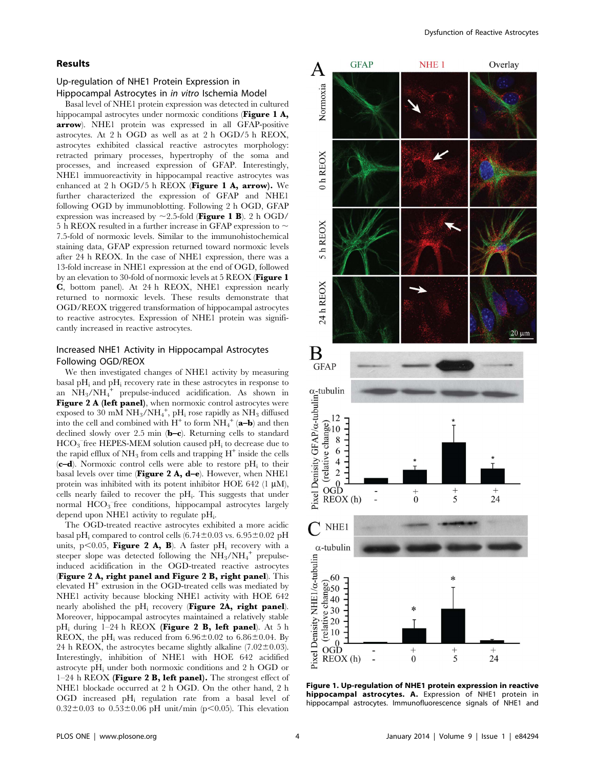## Results

### Up-regulation of NHE1 Protein Expression in Hippocampal Astrocytes in *in vitro* Ischemia Model

Basal level of NHE1 protein expression was detected in cultured hippocampal astrocytes under normoxic conditions (**Figure 1 A, arrow**). NHE1 protein was expressed in all GFAP-positive astrocytes. At 2 h OGD as well as at 2 h OGD/5 h REOX, astrocytes exhibited classical reactive astrocytes morphology: retracted primary processes, hypertrophy of the soma and processes, and increased expression of GFAP. Interestingly, NHE1 immuoreactivity in hippocampal reactive astrocytes was enhanced at 2 h OGD/5 h REOX (**Figure 1 A, arrow).** We further characterized the expression of GFAP and NHE1 following OGD by immunoblotting. Following 2 h OGD, GFAP expression was increased by ~2.5-fold (**Figure 1 B**). 2 h OGD/5 h REOX resulted in a further increase in GFAP expression to ~7.5-fold of normoxic levels. Similar to the immunohistochemical staining data, GFAP expression returned toward normoxic levels after 24 h REOX. In the case of NHE1 expression, there was a 13-fold increase in NHE1 expression at the end of OGD, followed by an elevation to 30-fold of normoxic levels at 5 REOX (**Figure 1 C**, bottom panel). At 24 h REOX, NHE1 expression nearly returned to normoxic levels. These results demonstrate that OGD/REOX triggered transformation of hippocampal astrocytes to reactive astrocytes. Expression of NHE1 protein was significantly increased in reactive astrocytes.

### Increased NHE1 Activity in Hippocampal Astrocytes Following OGD/REOX

We then investigated changes of NHE1 activity by measuring basal $pH_i$ and $pH_i$ recovery rate in these astrocytes in response to an $NH_3/NH_4^+$ prepulse-induced acidification. As shown in **Figure 2 A (left panel)**, when normoxic control astrocytes were exposed to 30 mM $NH_3/NH_4^+$, $pH_i$ rose rapidly as $NH_3$ diffused into the cell and combined with $H^+$ to form $NH_4^+$ (**a–b**) and then declined slowly over 2.5 min (**b–c**). Returning cells to standard $HCO_3^-$-free HEPES-MEM solution caused $pH_i$ to decrease due to the rapid efflux of $NH_3$ from cells and trapping $H^+$ inside the cells (**c–d**). Normoxic control cells were able to restore $pH_i$ to their basal levels over time (**Figure 2 A, d–e**). However, when NHE1 protein was inhibited with its potent inhibitor HOE 642 (1 µM), cells nearly failed to recover the $pH_i$. This suggests that under normal $HCO_3^-$-free conditions, hippocampal astrocytes largely depend upon NHE1 activity to regulate $pH_i$.

The OGD-treated reactive astrocytes exhibited a more acidic basal $pH_i$ compared to control cells (6.74±0.03 vs. 6.95±0.02 pH units, $p<0.05$, **Figure 2 A, B**). A faster $pH_i$ recovery with a steeper slope was detected following the $NH_3/NH_4^+$ prepulse-induced acidification in the OGD-treated reactive astrocytes (**Figure 2 A, right panel and Figure 2 B, right panel**). This elevated $H^+$ extrusion in the OGD-treated cells was mediated by NHE1 activity because blocking NHE1 activity with HOE 642 nearly abolished the $pH_i$ recovery (**Figure 2A, right panel**). Moreover, hippocampal astrocytes maintained a relatively stable $pH_i$ during 1–24 h REOX (**Figure 2 B, left panel**). At 5 h REOX, the $pH_i$ was reduced from 6.96±0.02 to 6.86±0.04. By 24 h REOX, the astrocytes became slightly alkaline (7.02±0.03). Interestingly, inhibition of NHE1 with HOE 642 acidified astrocyte $pH_i$ under both normoxic conditions and 2 h OGD or 1–24 h REOX **(Figure 2 B, left panel).** The strongest effect of NHE1 blockade occurred at 2 h OGD. On the other hand, 2 h OGD increased $pH_i$ regulation rate from a basal level of 0.32±0.03 to 0.53±0.06 pH unit/min ($p<0.05$). This elevation

**Figure 1. Up-regulation of NHE1 protein expression in reactive hippocampal astrocytes. A.** Expression of NHE1 protein in hippocampal astrocytes. Immunofluorescence signals of NHE1 and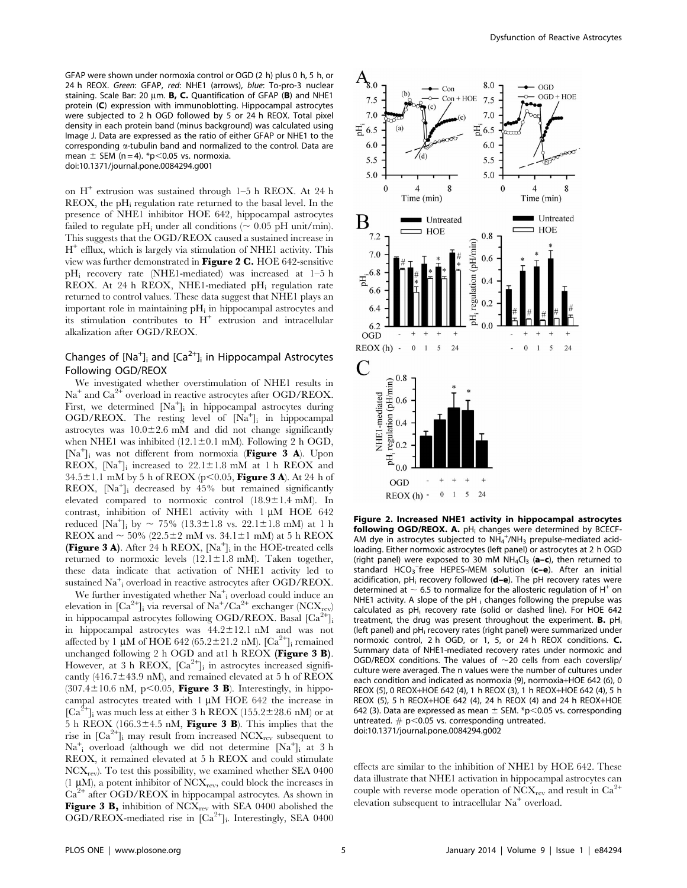GFAP were shown under normoxia control or OGD (2 h) plus 0 h, 5 h, or 24 h REOX. *Green*: GFAP, *red*: NHE1 (arrows), *blue*: To-pro-3 nuclear staining. Scale Bar: 20 μm. **B, C.** Quantification of GFAP (**B**) and NHE1 protein (**C**) expression with immunoblotting. Hippocampal astrocytes were subjected to 2 h OGD followed by 5 or 24 h REOX. Total pixel density in each protein band (minus background) was calculated using Image J. Data are expressed as the ratio of either GFAP or NHE1 to the corresponding α-tubulin band and normalized to the control. Data are mean ± SEM (n = 4). $*p<0.05$ vs. normoxia.
doi:10.1371/journal.pone.0084294.g001

on $H^+$ extrusion was sustained through 1–5 h REOX. At 24 h REOX, the $pH_i$ regulation rate returned to the basal level. In the presence of NHE1 inhibitor HOE 642, hippocampal astrocytes failed to regulate $pH_i$ under all conditions (~ 0.05 pH unit/min). This suggests that the OGD/REOX caused a sustained increase in $H^+$ efflux, which is largely via stimulation of NHE1 activity. This view was further demonstrated in **Figure 2 C.** HOE 642-sensitive $pH_i$ recovery rate (NHE1-mediated) was increased at 1–5 h REOX. At 24 h REOX, NHE1-mediated $pH_i$ regulation rate returned to control values. These data suggest that NHE1 plays an important role in maintaining $pH_i$ in hippocampal astrocytes and its stimulation contributes to $H^+$ extrusion and intracellular alkalization after OGD/REOX.

## Changes of $[Na^+]_i$ and $[Ca^{2+}]_i$ in Hippocampal Astrocytes Following OGD/REOX

We investigated whether overstimulation of NHE1 results in $Na^+$ and $Ca^{2+}$ overload in reactive astrocytes after OGD/REOX. First, we determined $[Na^+]_i$ in hippocampal astrocytes during OGD/REOX. The resting level of $[Na^+]_i$ in hippocampal astrocytes was 10.0±2.6 mM and did not change significantly when NHE1 was inhibited (12.1±0.1 mM). Following 2 h OGD, $[Na^+]_i$ was not different from normoxia (**Figure 3 A**). Upon REOX, $[Na^+]_i$ increased to 22.1±1.8 mM at 1 h REOX and 34.5±1.1 mM by 5 h of REOX ($p<0.05$, **Figure 3 A**). At 24 h of REOX, $[Na^+]_i$ decreased by 45% but remained significantly elevated compared to normoxic control (18.9±1.4 mM). In contrast, inhibition of NHE1 activity with 1 μM HOE 642 reduced $[Na^+]_i$ by ~ 75% (13.3±1.8 vs. 22.1±1.8 mM) at 1 h REOX and ~ 50% (22.5±2 mM vs. 34.1±1 mM) at 5 h REOX (**Figure 3 A**). After 24 h REOX, $[Na^+]_i$ in the HOE-treated cells returned to normoxic levels (12.1±1.8 mM). Taken together, these data indicate that activation of NHE1 activity led to sustained $Na^+_i$ overload in reactive astrocytes after OGD/REOX.

We further investigated whether $Na^+_i$ overload could induce an elevation in $[Ca^{2+}]_i$ via reversal of $Na^+/Ca^{2+}$ exchanger ($NCX_{rev}$) in hippocampal astrocytes following OGD/REOX. Basal $[Ca^{2+}]_i$ in hippocampal astrocytes was 44.2±12.1 nM and was not affected by 1 μM of HOE 642 (65.2±21.2 nM). $[Ca^{2+}]_i$ remained unchanged following 2 h OGD and at1 h REOX (**Figure 3 B**). However, at 3 h REOX, $[Ca^{2+}]_i$ in astrocytes increased significantly (416.7±43.9 nM), and remained elevated at 5 h of REOX (307.4±10.6 nM, $p<0.05$, **Figure 3 B**). Interestingly, in hippocampal astrocytes treated with 1 μM HOE 642 the increase in $[Ca^{2+}]_i$ was much less at either 3 h REOX (155.2±28.6 nM) or at 5 h REOX (166.3±4.5 nM, **Figure 3 B**). This implies that the rise in $[Ca^{2+}]_i$ may result from increased $NCX_{rev}$ subsequent to $Na^+_i$ overload (although we did not determine $[Na^+]_i$ at 3 h REOX, it remained elevated at 5 h REOX and could stimulate $NCX_{rev}$). To test this possibility, we examined whether SEA 0400 (1 μM), a potent inhibitor of $NCX_{rev}$, could block the increases in $Ca^{2+}$ after OGD/REOX in hippocampal astrocytes. As shown in **Figure 3 B,** inhibition of $NCX_{rev}$ with SEA 0400 abolished the OGD/REOX-mediated rise in $[Ca^{2+}]_i$. Interestingly, SEA 0400 effects are similar to the inhibition of NHE1 by HOE 642. These data illustrate that NHE1 activation in hippocampal astrocytes can couple with reverse mode operation of $NCX_{rev}$ and result in $Ca^{2+}$ elevation subsequent to intracellular $Na^+$ overload.

**Figure 2. Increased NHE1 activity in hippocampal astrocytes following OGD/REOX. A.** $pH_i$ changes were determined by BCECF-AM dye in astrocytes subjected to $NH_4^+/NH_3$ prepulse-mediated acid-loading. Either normoxic astrocytes (left panel) or astrocytes at 2 h OGD (right panel) were exposed to 30 mM $NH_4Cl_3$ (**a–c**), then returned to standard $HCO_3^-$-free HEPES-MEM solution (**c–e**). After an initial acidification, $pH_i$ recovery followed (**d–e**). The pH recovery rates were determined at ~ 6.5 to normalize for the allosteric regulation of $H^+$ on NHE1 activity. A slope of the pH $_i$ changes following the prepulse was calculated as $pH_i$ recovery rate (solid or dashed line). For HOE 642 treatment, the drug was present throughout the experiment. **B.** $pH_i$ (left panel) and $pH_i$ recovery rates (right panel) were summarized under normoxic control, 2 h OGD, or 1, 5, or 24 h REOX conditions. **C.** Summary data of NHE1-mediated recovery rates under normoxic and OGD/REOX conditions. The values of ~20 cells from each coverslip/culture were averaged. The n values were the number of cultures under each condition and indicated as normoxia (9), normoxia+HOE 642 (6), 0 REOX (5), 0 REOX+HOE 642 (4), 1 h REOX (3), 1 h REOX+HOE 642 (4), 5 h REOX (5), 5 h REOX+HOE 642 (4), and 24 h REOX (4) and 24 h REOX+HOE 642 (3). Data are expressed as mean ± SEM. $*p<0.05$ vs. corresponding untreated. # $p<0.05$ vs. corresponding untreated.
doi:10.1371/journal.pone.0084294.g002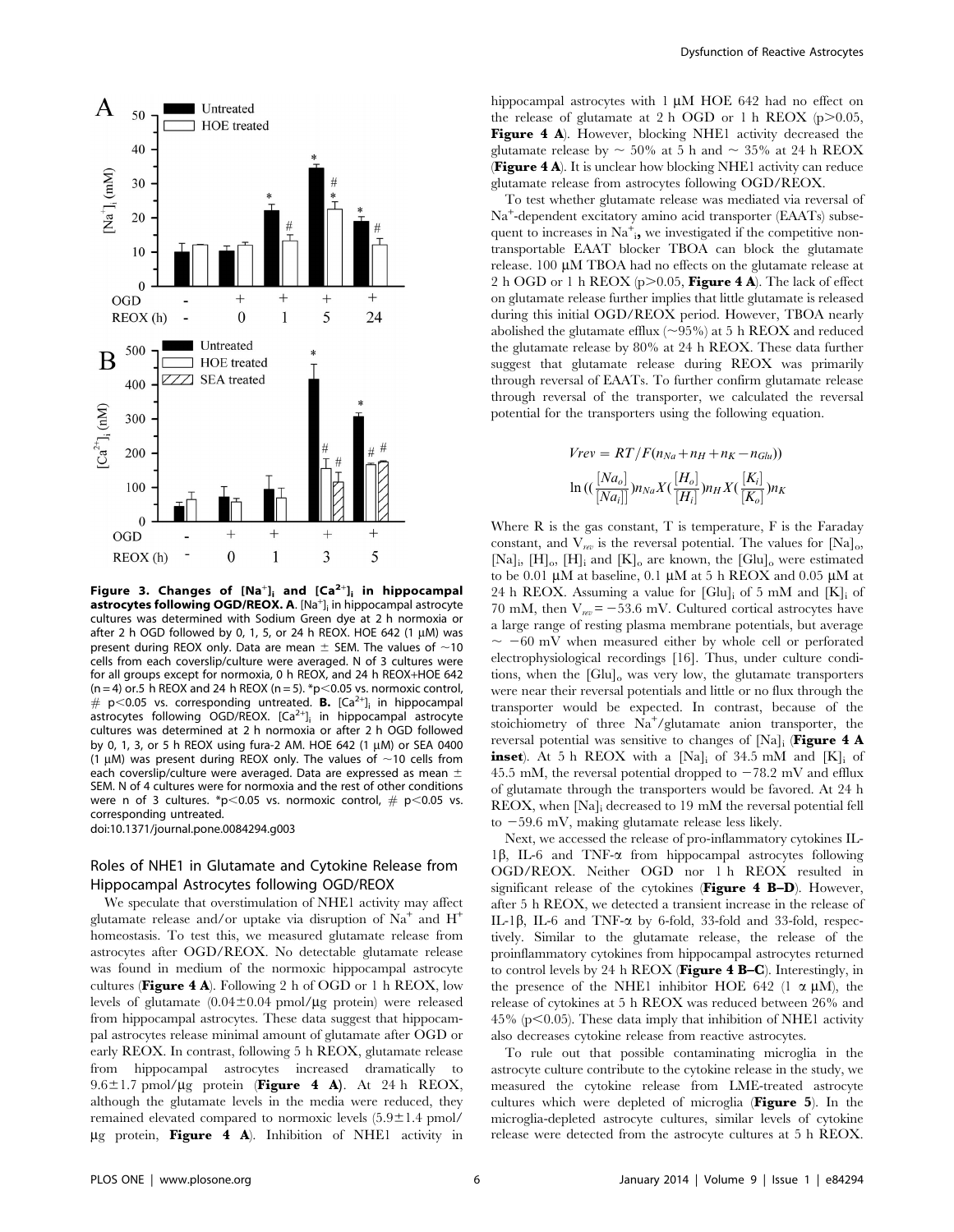**Figure 3. Changes of $[Na^+]_i$ and $[Ca^{2+}]_i$ in hippocampal astrocytes following OGD/REOX. A**. $[Na^+]_i$ in hippocampal astrocyte cultures was determined with Sodium Green dye at 2 h normoxia or after 2 h OGD followed by 0, 1, 5, or 24 h REOX. HOE 642 (1 μM) was present during REOX only. Data are mean ± SEM. The values of ~10 cells from each coverslip/culture were averaged. N of 3 cultures were for all groups except for normoxia, 0 h REOX, and 24 h REOX+HOE 642 (n = 4) or.5 h REOX and 24 h REOX (n = 5). *p<0.05 vs. normoxic control, # p<0.05 vs. corresponding untreated. **B.** $[Ca^{2+}]_i$ in hippocampal astrocytes following OGD/REOX. $[Ca^{2+}]_i$ in hippocampal astrocyte cultures was determined at 2 h normoxia or after 2 h OGD followed by 0, 1, 3, or 5 h REOX using fura-2 AM. HOE 642 (1 μM) or SEA 0400 (1 μM) was present during REOX only. The values of ~10 cells from each coverslip/culture were averaged. Data are expressed as mean ± SEM. N of 4 cultures were for normoxia and the rest of other conditions were n of 3 cultures. *p<0.05 vs. normoxic control, # p<0.05 vs. corresponding untreated.
doi:10.1371/journal.pone.0084294.g003

### Roles of NHE1 in Glutamate and Cytokine Release from Hippocampal Astrocytes following OGD/REOX

We speculate that overstimulation of NHE1 activity may affect glutamate release and/or uptake via disruption of $Na^+$ and $H^+$ homeostasis. To test this, we measured glutamate release from astrocytes after OGD/REOX. No detectable glutamate release was found in medium of the normoxic hippocampal astrocyte cultures (**Figure 4 A**). Following 2 h of OGD or 1 h REOX, low levels of glutamate (0.04±0.04 pmol/μg protein) were released from hippocampal astrocytes. These data suggest that hippocampal astrocytes release minimal amount of glutamate after OGD or early REOX. In contrast, following 5 h REOX, glutamate release from hippocampal astrocytes increased dramatically to 9.6±1.7 pmol/μg protein (**Figure 4 A**). At 24 h REOX, although the glutamate levels in the media were reduced, they remained elevated compared to normoxic levels (5.9±1.4 pmol/μg protein, **Figure 4 A**). Inhibition of NHE1 activity in hippocampal astrocytes with 1 μM HOE 642 had no effect on the release of glutamate at 2 h OGD or 1 h REOX (p>0.05, **Figure 4 A**). However, blocking NHE1 activity decreased the glutamate release by ~ 50% at 5 h and ~ 35% at 24 h REOX (**Figure 4 A**). It is unclear how blocking NHE1 activity can reduce glutamate release from astrocytes following OGD/REOX.

To test whether glutamate release was mediated via reversal of $Na^+$-dependent excitatory amino acid transporter (EAATs) subsequent to increases in $Na^+_i$, we investigated if the competitive non-transportable EAAT blocker TBOA can block the glutamate release. 100 μM TBOA had no effects on the glutamate release at 2 h OGD or 1 h REOX (p>0.05, **Figure 4 A**). The lack of effect on glutamate release further implies that little glutamate is released during this initial OGD/REOX period. However, TBOA nearly abolished the glutamate efflux (~95%) at 5 h REOX and reduced the glutamate release by 80% at 24 h REOX. These data further suggest that glutamate release during REOX was primarily through reversal of EAATs. To further confirm glutamate release through reversal of the transporter, we calculated the reversal potential for the transporters using the following equation.

$$Vrev = RT/F(n_{Na} + n_H + n_K - n_{Glu}))$$

$$\ln\left(\left(\frac{[Na_o]}{[Na_i]}\right)n_{Na}X\left(\frac{[H_o]}{[H_i]}\right)n_H X\left(\frac{[K_i]}{[K_o]}\right)n_K\right.$$

Where R is the gas constant, T is temperature, F is the Faraday constant, and $V_{rev}$ is the reversal potential. The values for $[Na]_o$, $[Na]_i$, $[H]_o$, $[H]_i$ and $[K]_o$ are known, the $[Glu]_o$ were estimated to be 0.01 μM at baseline, 0.1 μM at 5 h REOX and 0.05 μM at 24 h REOX. Assuming a value for $[Glu]_i$ of 5 mM and $[K]_i$ of 70 mM, then $V_{rev} = -53.6$ mV. Cultured cortical astrocytes have a large range of resting plasma membrane potentials, but average ~ −60 mV when measured either by whole cell or perforated electrophysiological recordings [16]. Thus, under culture conditions, when the $[Glu]_o$ was very low, the glutamate transporters were near their reversal potentials and little or no flux through the transporter would be expected. In contrast, because of the stoichiometry of three $Na^+$/glutamate anion transporter, the reversal potential was sensitive to changes of $[Na]_i$ (**Figure 4 A inset**). At 5 h REOX with a $[Na]_i$ of 34.5 mM and $[K]_i$ of 45.5 mM, the reversal potential dropped to −78.2 mV and efflux of glutamate through the transporters would be favored. At 24 h REOX, when $[Na]_i$ decreased to 19 mM the reversal potential fell to −59.6 mV, making glutamate release less likely.

Next, we accessed the release of pro-inflammatory cytokines IL-1β, IL-6 and TNF-α from hippocampal astrocytes following OGD/REOX. Neither OGD nor 1 h REOX resulted in significant release of the cytokines (**Figure 4 B–D**). However, after 5 h REOX, we detected a transient increase in the release of IL-1β, IL-6 and TNF-α by 6-fold, 33-fold and 33-fold, respectively. Similar to the glutamate release, the release of the proinflammatory cytokines from hippocampal astrocytes returned to control levels by 24 h REOX (**Figure 4 B–C**). Interestingly, in the presence of the NHE1 inhibitor HOE 642 (1 α μM), the release of cytokines at 5 h REOX was reduced between 26% and 45% (p<0.05). These data imply that inhibition of NHE1 activity also decreases cytokine release from reactive astrocytes.

To rule out that possible contaminating microglia in the astrocyte culture contribute to the cytokine release in the study, we measured the cytokine release from LME-treated astrocyte cultures which were depleted of microglia (**Figure 5**). In the microglia-depleted astrocyte cultures, similar levels of cytokine release were detected from the astrocyte cultures at 5 h REOX.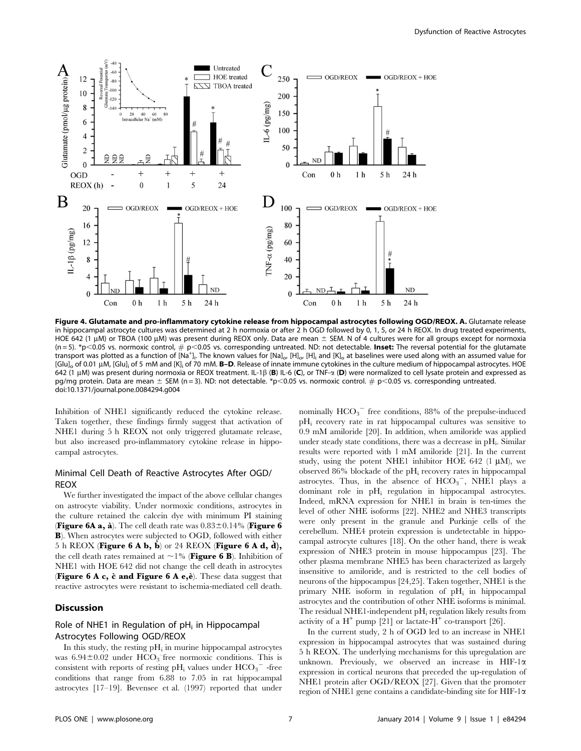**Figure 4. Glutamate and pro-inflammatory cytokine release from hippocampal astrocytes following OGD/REOX. A.** Glutamate release in hippocampal astrocyte cultures was determined at 2 h normoxia or after 2 h OGD followed by 0, 1, 5, or 24 h REOX. In drug treated experiments, HOE 642 (1 μM) or TBOA (100 μM) was present during REOX only. Data are mean ± SEM. N of 4 cultures were for all groups except for normoxia (n = 5). *p<0.05 vs. normoxic control, # p<0.05 vs. corresponding untreated. ND: not detectable. **Inset:** The reversal potential for the glutamate transport was plotted as a function of $[Na^+]_i$. The known values for $[Na]_o$, $[H]_o$, $[H]_i$ and $[K]_o$ at baselines were used along with an assumed value for $[Glu]_o$ of 0.01 μM, $[Glu]_i$ of 5 mM and $[K]_i$ of 70 mM. **B–D**. Release of innate immune cytokines in the culture medium of hippocampal astrocytes. HOE 642 (1 μM) was present during normoxia or REOX treatment. IL-1β (**B**) IL-6 (**C**), or TNF-α (**D**) were normalized to cell lysate protein and expressed as pg/mg protein. Data are mean ± SEM (n = 3). ND: not detectable. *p<0.05 vs. normoxic control. # p<0.05 vs. corresponding untreated.
doi:10.1371/journal.pone.0084294.g004

Inhibition of NHE1 significantly reduced the cytokine release. Taken together, these findings firmly suggest that activation of NHE1 during 5 h REOX not only triggered glutamate release, but also increased pro-inflammatory cytokine release in hippocampal astrocytes.

## Minimal Cell Death of Reactive Astrocytes After OGD/REOX

We further investigated the impact of the above cellular changes on astrocyte viability. Under normoxic conditions, astrocytes in the culture retained the calcein dye with minimum PI staining (**Figure 6A a, à**). The cell death rate was 0.83±0.14% (**Figure 6 B**). When astrocytes were subjected to OGD, followed with either 5 h REOX (**Figure 6 A b, b̀**) or 24 REOX (**Figure 6 A d, d̀),** the cell death rates remained at ~1% (**Figure 6 B**). Inhibition of NHE1 with HOE 642 did not change the cell death in astrocytes (**Figure 6 A c, c̀ and Figure 6 A e,è**). These data suggest that reactive astrocytes were resistant to ischemia-mediated cell death.

## Discussion

### Role of NHE1 in Regulation of $pH_i$ in Hippocampal Astrocytes Following OGD/REOX

In this study, the resting $pH_i$ in murine hippocampal astrocytes was 6.94±0.02 under $HCO_3^-$free normoxic conditions. This is consistent with reports of resting $pH_i$ values under $HCO_3^-$ -free conditions that range from 6.88 to 7.05 in rat hippocampal astrocytes [17–19]. Bevensee et al. (1997) reported that under nominally $HCO_3^-$ free conditions, 88% of the prepulse-induced $pH_i$ recovery rate in rat hippocampal cultures was sensitive to 0.9 mM amiloride [20]. In addition, when amiloride was applied under steady state conditions, there was a decrease in $pH_i$. Similar results were reported with 1 mM amiloride [21]. In the current study, using the potent NHE1 inhibitor HOE 642 (1 μM), we observed 86% blockade of the $pH_i$ recovery rates in hippocampal astrocytes. Thus, in the absence of $HCO_3^-$, NHE1 plays a dominant role in $pH_i$ regulation in hippocampal astrocytes. Indeed, mRNA expression for NHE1 in brain is ten-times the level of other NHE isoforms [22]. NHE2 and NHE3 transcripts were only present in the granule and Purkinje cells of the cerebellum. NHE4 protein expression is undetectable in hippocampal astrocyte cultures [18]. On the other hand, there is weak expression of NHE3 protein in mouse hippocampus [23]. The other plasma membrane NHE5 has been characterized as largely insensitive to amiloride, and is restricted to the cell bodies of neurons of the hippocampus [24,25]. Taken together, NHE1 is the primary NHE isoform in regulation of $pH_i$ in hippocampal astrocytes and the contribution of other NHE isoforms is minimal. The residual NHE1-independent $pH_i$ regulation likely results from activity of a $H^+$ pump [21] or lactate-$H^+$ co-transport [26].

In the current study, 2 h of OGD led to an increase in NHE1 expression in hippocampal astrocytes that was sustained during 5 h REOX. The underlying mechanisms for this upregulation are unknown. Previously, we observed an increase in HIF-1α expression in cortical neurons that preceded the up-regulation of NHE1 protein after OGD/REOX [27]. Given that the promoter region of NHE1 gene contains a candidate-binding site for HIF-1α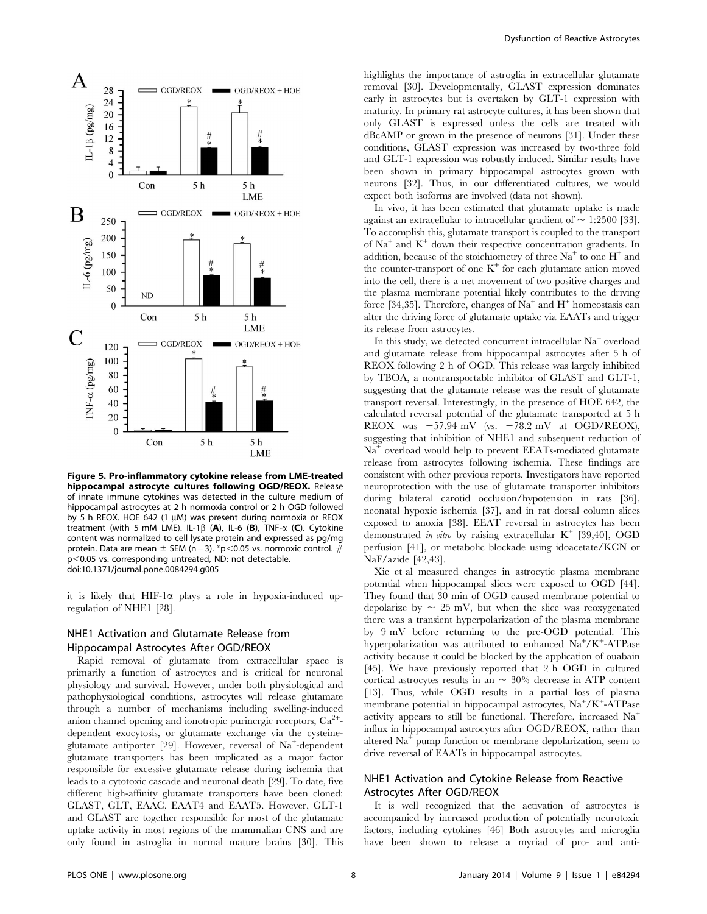**Figure 5. Pro-inflammatory cytokine release from LME-treated hippocampal astrocyte cultures following OGD/REOX.** Release of innate immune cytokines was detected in the culture medium of hippocampal astrocytes at 2 h normoxia control or 2 h OGD followed by 5 h REOX. HOE 642 (1 μM) was present during normoxia or REOX treatment (with 5 mM LME). IL-1β (**A**), IL-6 (**B**), TNF-α (**C**). Cytokine content was normalized to cell lysate protein and expressed as pg/mg protein. Data are mean ± SEM (n = 3). *p<0.05 vs. normoxic control. # p<0.05 vs. corresponding untreated, ND: not detectable.
doi:10.1371/journal.pone.0084294.g005

it is likely that HIF-1α plays a role in hypoxia-induced up-regulation of NHE1 [28].

## NHE1 Activation and Glutamate Release from Hippocampal Astrocytes After OGD/REOX

Rapid removal of glutamate from extracellular space is primarily a function of astrocytes and is critical for neuronal physiology and survival. However, under both physiological and pathophysiological conditions, astrocytes will release glutamate through a number of mechanisms including swelling-induced anion channel opening and ionotropic purinergic receptors, $Ca^{2+}$-dependent exocytosis, or glutamate exchange via the cysteine-glutamate antiporter [29]. However, reversal of $Na^+$-dependent glutamate transporters has been implicated as a major factor responsible for excessive glutamate release during ischemia that leads to a cytotoxic cascade and neuronal death [29]. To date, five different high-affinity glutamate transporters have been cloned: GLAST, GLT, EAAC, EAAT4 and EAAT5. However, GLT-1 and GLAST are together responsible for most of the glutamate uptake activity in most regions of the mammalian CNS and are only found in astroglia in normal mature brains [30]. This highlights the importance of astroglia in extracellular glutamate removal [30]. Developmentally, GLAST expression dominates early in astrocytes but is overtaken by GLT-1 expression with maturity. In primary rat astrocyte cultures, it has been shown that only GLAST is expressed unless the cells are treated with dBcAMP or grown in the presence of neurons [31]. Under these conditions, GLAST expression was increased by two-three fold and GLT-1 expression was robustly induced. Similar results have been shown in primary hippocampal astrocytes grown with neurons [32]. Thus, in our differentiated cultures, we would expect both isoforms are involved (data not shown).

In vivo, it has been estimated that glutamate uptake is made against an extracellular to intracellular gradient of ~ 1:2500 [33]. To accomplish this, glutamate transport is coupled to the transport of $Na^+$ and $K^+$ down their respective concentration gradients. In addition, because of the stoichiometry of three $Na^+$ to one $H^+$ and the counter-transport of one $K^+$ for each glutamate anion moved into the cell, there is a net movement of two positive charges and the plasma membrane potential likely contributes to the driving force [34,35]. Therefore, changes of $Na^+$ and $H^+$ homeostasis can alter the driving force of glutamate uptake via EAATs and trigger its release from astrocytes.

In this study, we detected concurrent intracellular $Na^+$ overload and glutamate release from hippocampal astrocytes after 5 h of REOX following 2 h of OGD. This release was largely inhibited by TBOA, a nontransportable inhibitor of GLAST and GLT-1, suggesting that the glutamate release was the result of glutamate transport reversal. Interestingly, in the presence of HOE 642, the calculated reversal potential of the glutamate transported at 5 h REOX was −57.94 mV (vs. −78.2 mV at OGD/REOX), suggesting that inhibition of NHE1 and subsequent reduction of $Na^+$ overload would help to prevent EEATs-mediated glutamate release from astrocytes following ischemia. These findings are consistent with other previous reports. Investigators have reported neuroprotection with the use of glutamate transporter inhibitors during bilateral carotid occlusion/hypotension in rats [36], neonatal hypoxic ischemia [37], and in rat dorsal column slices exposed to anoxia [38]. EEAT reversal in astrocytes has been demonstrated *in vitro* by raising extracellular $K^+$ [39,40], OGD perfusion [41], or metabolic blockade using idoacetate/KCN or NaF/azide [42,43].

Xie et al measured changes in astrocytic plasma membrane potential when hippocampal slices were exposed to OGD [44]. They found that 30 min of OGD caused membrane potential to depolarize by ~ 25 mV, but when the slice was reoxygenated there was a transient hyperpolarization of the plasma membrane by 9 mV before returning to the pre-OGD potential. This hyperpolarization was attributed to enhanced $Na^+/K^+$-ATPase activity because it could be blocked by the application of ouabain [45]. We have previously reported that 2 h OGD in cultured cortical astrocytes results in an ~ 30% decrease in ATP content [13]. Thus, while OGD results in a partial loss of plasma membrane potential in hippocampal astrocytes, $Na^+/K^+$-ATPase activity appears to still be functional. Therefore, increased $Na^+$ influx in hippocampal astrocytes after OGD/REOX, rather than altered $Na^+$ pump function or membrane depolarization, seem to drive reversal of EAATs in hippocampal astrocytes.

## NHE1 Activation and Cytokine Release from Reactive Astrocytes After OGD/REOX

It is well recognized that the activation of astrocytes is accompanied by increased production of potentially neurotoxic factors, including cytokines [46] Both astrocytes and microglia have been shown to release a myriad of pro- and anti-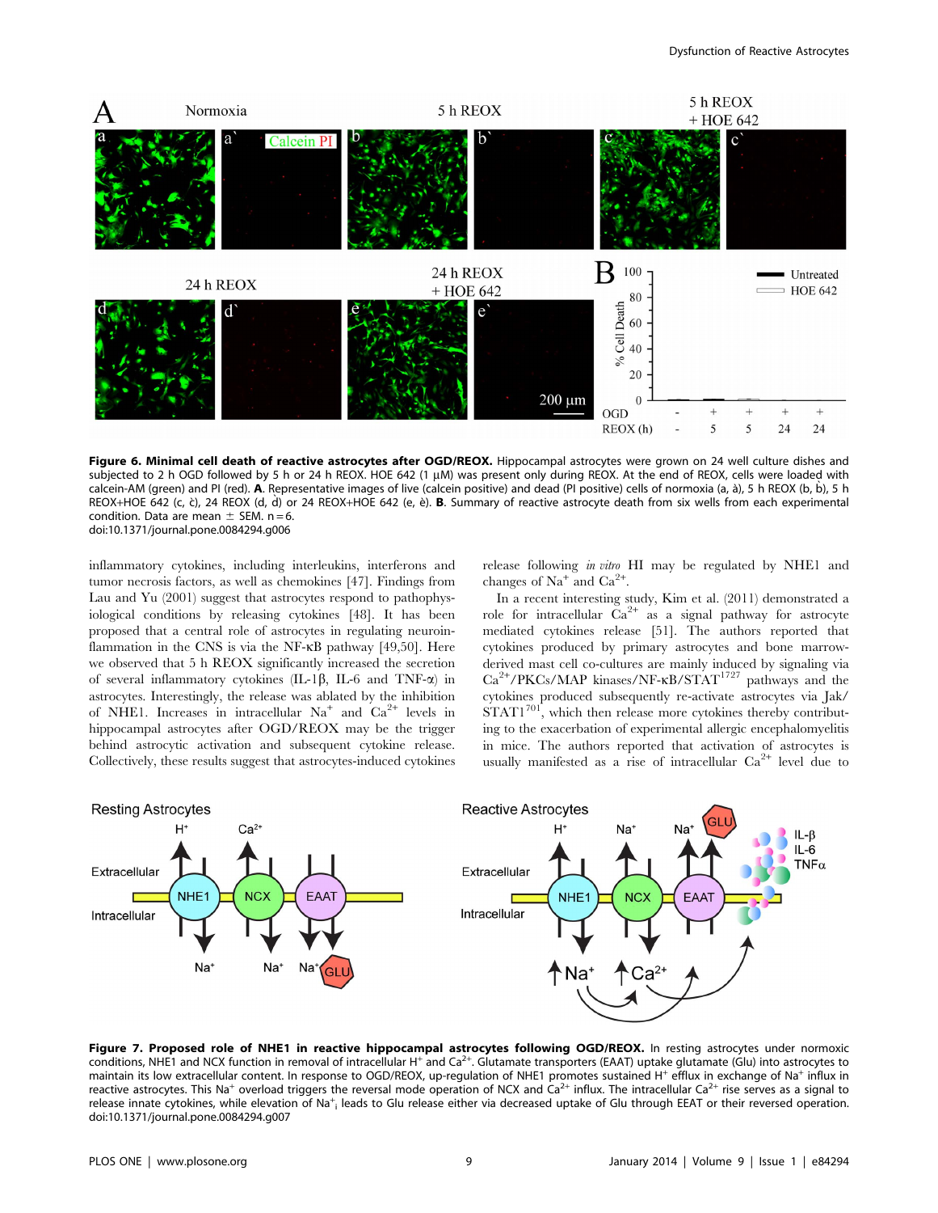**Figure 6. Minimal cell death of reactive astrocytes after OGD/REOX.** Hippocampal astrocytes were grown on 24 well culture dishes and subjected to 2 h OGD followed by 5 h or 24 h REOX. HOE 642 (1 μM) was present only during REOX. At the end of REOX, cells were loaded with calcein-AM (green) and PI (red). **A.** Representative images of live (calcein positive) and dead (PI positive) cells of normoxia (a, à), 5 h REOX (b, b̀), 5 h REOX+HOE 642 (c, c̀), 24 REOX (d, d̀) or 24 REOX+HOE 642 (e, è). **B.** Summary of reactive astrocyte death from six wells from each experimental condition. Data are mean ± SEM. n = 6.
doi:10.1371/journal.pone.0084294.g006

inflammatory cytokines, including interleukins, interferons and tumor necrosis factors, as well as chemokines [47]. Findings from Lau and Yu (2001) suggest that astrocytes respond to pathophysiological conditions by releasing cytokines [48]. It has been proposed that a central role of astrocytes in regulating neuroinflammation in the CNS is via the NF-κB pathway [49,50]. Here we observed that 5 h REOX significantly increased the secretion of several inflammatory cytokines (IL-1β, IL-6 and TNF-α) in astrocytes. Interestingly, the release was ablated by the inhibition of NHE1. Increases in intracellular $Na^+$ and $Ca^{2+}$ levels in hippocampal astrocytes after OGD/REOX may be the trigger behind astrocytic activation and subsequent cytokine release. Collectively, these results suggest that astrocytes-induced cytokines release following *in vitro* HI may be regulated by NHE1 and changes of $Na^+$ and $Ca^{2+}$.

In a recent interesting study, Kim et al. (2011) demonstrated a role for intracellular $Ca^{2+}$ as a signal pathway for astrocyte mediated cytokines release [51]. The authors reported that cytokines produced by primary astrocytes and bone marrow-derived mast cell co-cultures are mainly induced by signaling via $Ca^{2+}$/PKCs/MAP kinases/NF-κB/STAT$^{1727}$ pathways and the cytokines produced subsequently re-activate astrocytes via Jak/STAT$1^{701}$, which then release more cytokines thereby contributing to the exacerbation of experimental allergic encephalomyelitis in mice. The authors reported that activation of astrocytes is usually manifested as a rise of intracellular $Ca^{2+}$ level due to

**Figure 7. Proposed role of NHE1 in reactive hippocampal astrocytes following OGD/REOX.** In resting astrocytes under normoxic conditions, NHE1 and NCX function in removal of intracellular $H^+$ and $Ca^{2+}$. Glutamate transporters (EAAT) uptake glutamate (Glu) into astrocytes to maintain its low extracellular content. In response to OGD/REOX, up-regulation of NHE1 promotes sustained $H^+$ efflux in exchange of $Na^+$ influx in reactive astrocytes. This $Na^+$ overload triggers the reversal mode operation of NCX and $Ca^{2+}$ influx. The intracellular $Ca^{2+}$ rise serves as a signal to release innate cytokines, while elevation of $Na^+_i$ leads to Glu release either via decreased uptake of Glu through EETA or their reversed operation.
doi:10.1371/journal.pone.0084294.g007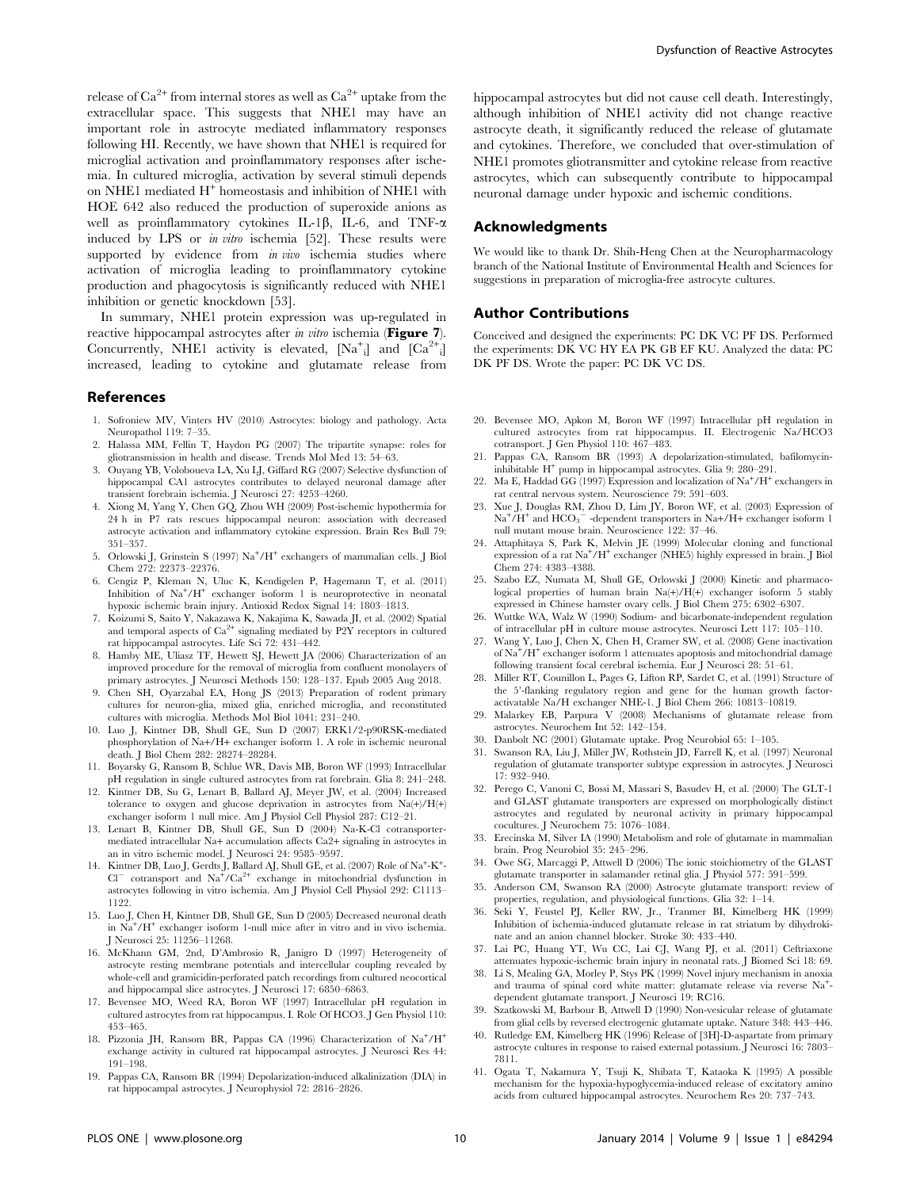release of $Ca^{2+}$ from internal stores as well as $Ca^{2+}$ uptake from the extracellular space. This suggests that NHE1 may have an important role in astrocyte mediated inflammatory responses following HI. Recently, we have shown that NHE1 is required for microglial activation and proinflammatory responses after ischemia. In cultured microglia, activation by several stimuli depends on NHE1 mediated $H^+$ homeostasis and inhibition of NHE1 with HOE 642 also reduced the production of superoxide anions as well as proinflammatory cytokines IL-1β, IL-6, and TNF-α induced by LPS or *in vitro* ischemia [52]. These results were supported by evidence from *in vivo* ischemia studies where activation of microglia leading to proinflammatory cytokine production and phagocytosis is significantly reduced with NHE1 inhibition or genetic knockdown [53].

In summary, NHE1 protein expression was up-regulated in reactive hippocampal astrocytes after *in vitro* ischemia (**Figure 7**). Concurrently, NHE1 activity is elevated, $[Na^+_i]$ and $[Ca^{2+}_i]$ increased, leading to cytokine and glutamate release from hippocampal astrocytes but did not cause cell death. Interestingly, although inhibition of NHE1 activity did not change reactive astrocyte death, it significantly reduced the release of glutamate and cytokines. Therefore, we concluded that over-stimulation of NHE1 promotes gliotransmitter and cytokine release from reactive astrocytes, which can subsequently contribute to hippocampal neuronal damage under hypoxic and ischemic conditions.

## Acknowledgments

We would like to thank Dr. Shih-Heng Chen at the Neuropharmacology branch of the National Institute of Environmental Health and Sciences for suggestions in preparation of microglia-free astrocyte cultures.

## Author Contributions

Conceived and designed the experiments: PC DK VC PF DS. Performed the experiments: DK VC HY EA PK GB EF KU. Analyzed the data: PC DK PF DS. Wrote the paper: PC DK VC DS.

## References

1. Sofroniew MV, Vinters HV (2010) Astrocytes: biology and pathology. Acta Neuropathol 119: 7–35.
2. Halassa MM, Fellin T, Haydon PG (2007) The tripartite synapse: roles for gliotransmission in health and disease. Trends Mol Med 13: 54–63.
3. Ouyang YB, Voloboueva LA, Xu LJ, Giffard RG (2007) Selective dysfunction of hippocampal CA1 astrocytes contributes to delayed neuronal damage after transient forebrain ischemia. J Neurosci 27: 4253–4260.
4. Xiong M, Yang Y, Chen GQ, Zhou WH (2009) Post-ischemic hypothermia for 24 h in P7 rats rescues hippocampal neuron: association with decreased astrocyte activation and inflammatory cytokine expression. Brain Res Bull 79: 351–357.
5. Orlowski J, Grinstein S (1997) $Na^+/H^+$ exchangers of mammalian cells. J Biol Chem 272: 22373–22376.
6. Cengiz P, Kleman N, Uluc K, Kendigelen P, Hagemann T, et al. (2011) Inhibition of $Na^+/H^+$ exchanger isoform 1 is neuroprotective in neonatal hypoxic ischemic brain injury. Antioxid Redox Signal 14: 1803–1813.
7. Koizumi S, Saito Y, Nakazawa K, Nakajima K, Sawada JI, et al. (2002) Spatial and temporal aspects of $Ca^{2+}$ signaling mediated by P2Y receptors in cultured rat hippocampal astrocytes. Life Sci 72: 431–442.
8. Hamby ME, Uliasz TF, Hewett SJ, Hewett JA (2006) Characterization of an improved procedure for the removal of microglia from confluent monolayers of primary astrocytes. J Neurosci Methods 150: 128–137. Epub 2005 Aug 2018.
9. Chen SH, Oyarzabal EA, Hong JS (2013) Preparation of rodent primary cultures for neuron-glia, mixed glia, enriched microglia, and reconstituted cultures with microglia. Methods Mol Biol 1041: 231–240.
10. Luo J, Kintner DB, Shull GE, Sun D (2007) ERK1/2-p90RSK-mediated phosphorylation of Na+/H+ exchanger isoform 1. A role in ischemic neuronal death. J Biol Chem 282: 28274–28284.
11. Boyarsky G, Ransom B, Schlue WR, Davis MB, Boron WF (1993) Intracellular pH regulation in single cultured astrocytes from rat forebrain. Glia 8: 241–248.
12. Kintner DB, Su G, Lenart B, Ballard AJ, Meyer JW, et al. (2004) Increased tolerance to oxygen and glucose deprivation in astrocytes from Na(+)/H(+) exchanger isoform 1 null mice. Am J Physiol Cell Physiol 287: C12–21.
13. Lenart B, Kintner DB, Shull GE, Sun D (2004) Na-K-Cl cotransporter-mediated intracellular Na+ accumulation affects Ca2+ signaling in astrocytes in an in vitro ischemic model. J Neurosci 24: 9585–9597.
14. Kintner DB, Luo J, Gerdts J, Ballard AJ, Shull GE, et al. (2007) Role of $Na^+$-$K^+$-$Cl^-$ cotransport and $Na^+/Ca^{2+}$ exchange in mitochondrial dysfunction in astrocytes following in vitro ischemia. Am J Physiol Cell Physiol 292: C1113–1122.
15. Luo J, Chen H, Kintner DB, Shull GE, Sun D (2005) Decreased neuronal death in $Na^+/H^+$ exchanger isoform 1-null mice after in vitro and in vivo ischemia. J Neurosci 25: 11256–11268.
16. McKhann GM, 2nd, D'Ambrosio R, Janigro D (1997) Heterogeneity of astrocyte resting membrane potentials and intercellular coupling revealed by whole-cell and gramicidin-perforated patch recordings from cultured neocortical and hippocampal slice astrocytes. J Neurosci 17: 6850–6863.
17. Bevensee MO, Weed RA, Boron WF (1997) Intracellular pH regulation in cultured astrocytes from rat hippocampus. I. Role Of HCO3. J Gen Physiol 110: 453–465.
18. Pizzonia JH, Ransom BR, Pappas CA (1996) Characterization of $Na^+/H^+$ exchange activity in cultured rat hippocampal astrocytes. J Neurosci Res 44: 191–198.
19. Pappas CA, Ransom BR (1994) Depolarization-induced alkalinization (DIA) in rat hippocampal astrocytes. J Neurophysiol 72: 2816–2826.
20. Bevensee MO, Apkon M, Boron WF (1997) Intracellular pH regulation in cultured astrocytes from rat hippocampus. II. Electrogenic Na/HCO3 cotransport. J Gen Physiol 110: 467–483.
21. Pappas CA, Ransom BR (1993) A depolarization-stimulated, bafilomycin-inhibitable $H^+$ pump in hippocampal astrocytes. Glia 9: 280–291.
22. Ma E, Haddad GG (1997) Expression and localization of $Na^+/H^+$ exchangers in rat central nervous system. Neuroscience 79: 591–603.
23. Xue J, Douglas RM, Zhou D, Lim JY, Boron WF, et al. (2003) Expression of $Na^+/H^+$ and $HCO_3^-$ -dependent transporters in Na+/H+ exchanger isoform 1 null mutant mouse brain. Neuroscience 122: 37–46.
24. Attaphitaya S, Park K, Melvin JE (1999) Molecular cloning and functional expression of a rat $Na^+/H^+$ exchanger (NHE5) highly expressed in brain. J Biol Chem 274: 4383–4388.
25. Szabo EZ, Numata M, Shull GE, Orlowski J (2000) Kinetic and pharmacological properties of human brain Na(+)/H(+) exchanger isoform 5 stably expressed in Chinese hamster ovary cells. J Biol Chem 275: 6302–6307.
26. Wuttke WA, Walz W (1990) Sodium- and bicarbonate-independent regulation of intracellular pH in culture mouse astrocytes. Neurosci Lett 117: 105–110.
27. Wang Y, Luo J, Chen X, Chen H, Cramer SW, et al. (2008) Gene inactivation of $Na^+/H^+$ exchanger isoform 1 attenuates apoptosis and mitochondrial damage following transient focal cerebral ischemia. Eur J Neurosci 28: 51–61.
28. Miller RT, Counillon L, Pages G, Lifton RP, Sardet C, et al. (1991) Structure of the 5'-flanking regulatory region and gene for the human growth factor-activatable Na/H exchanger NHE-1. J Biol Chem 266: 10813–10819.
29. Malarkey EB, Parpura V (2008) Mechanisms of glutamate release from astrocytes. Neurochem Int 52: 142–154.
30. Danbolt NC (2001) Glutamate uptake. Prog Neurobiol 65: 1–105.
31. Swanson RA, Liu J, Miller JW, Rothstein JD, Farrell K, et al. (1997) Neuronal regulation of glutamate transporter subtype expression in astrocytes. J Neurosci 17: 932–940.
32. Perego C, Vanoni C, Bossi M, Massari S, Basudev H, et al. (2000) The GLT-1 and GLAST glutamate transporters are expressed on morphologically distinct astrocytes and regulated by neuronal activity in primary hippocampal cocultures. J Neurochem 75: 1076–1084.
33. Erecinska M, Silver IA (1990) Metabolism and role of glutamate in mammalian brain. Prog Neurobiol 35: 245–296.
34. Owe SG, Marcaggi P, Attwell D (2006) The ionic stoichiometry of the GLAST glutamate transporter in salamander retinal glia. J Physiol 577: 591–599.
35. Anderson CM, Swanson RA (2000) Astrocyte glutamate transport: review of properties, regulation, and physiological functions. Glia 32: 1–14.
36. Seki Y, Feustel PJ, Keller RW, Jr., Tranmer BI, Kimelberg HK (1999) Inhibition of ischemia-induced glutamate release in rat striatum by dihydrokinate and an anion channel blocker. Stroke 30: 433–440.
37. Lai PC, Huang YT, Wu CC, Lai CJ, Wang PJ, et al. (2011) Ceftriaxone attenuates hypoxic-ischemic brain injury in neonatal rats. J Biomed Sci 18: 69.
38. Li S, Mealing GA, Morley P, Stys PK (1999) Novel injury mechanism in anoxia and trauma of spinal cord white matter: glutamate release via reverse $Na^+$-dependent glutamate transport. J Neurosci 19: RC16.
39. Szatkowski M, Barbour B, Attwell D (1990) Non-vesicular release of glutamate from glial cells by reversed electrogenic glutamate uptake. Nature 348: 443–446.
40. Rutledge EM, Kimelberg HK (1996) Release of [3H]-D-aspartate from primary astrocyte cultures in response to raised external potassium. J Neurosci 16: 7803–7811.
41. Ogata T, Nakamura Y, Tsuji K, Shibata T, Kataoka K (1995) A possible mechanism for the hypoxia-hypoglycemia-induced release of excitatory amino acids from cultured hippocampal astrocytes. Neurochem Res 20: 737–743.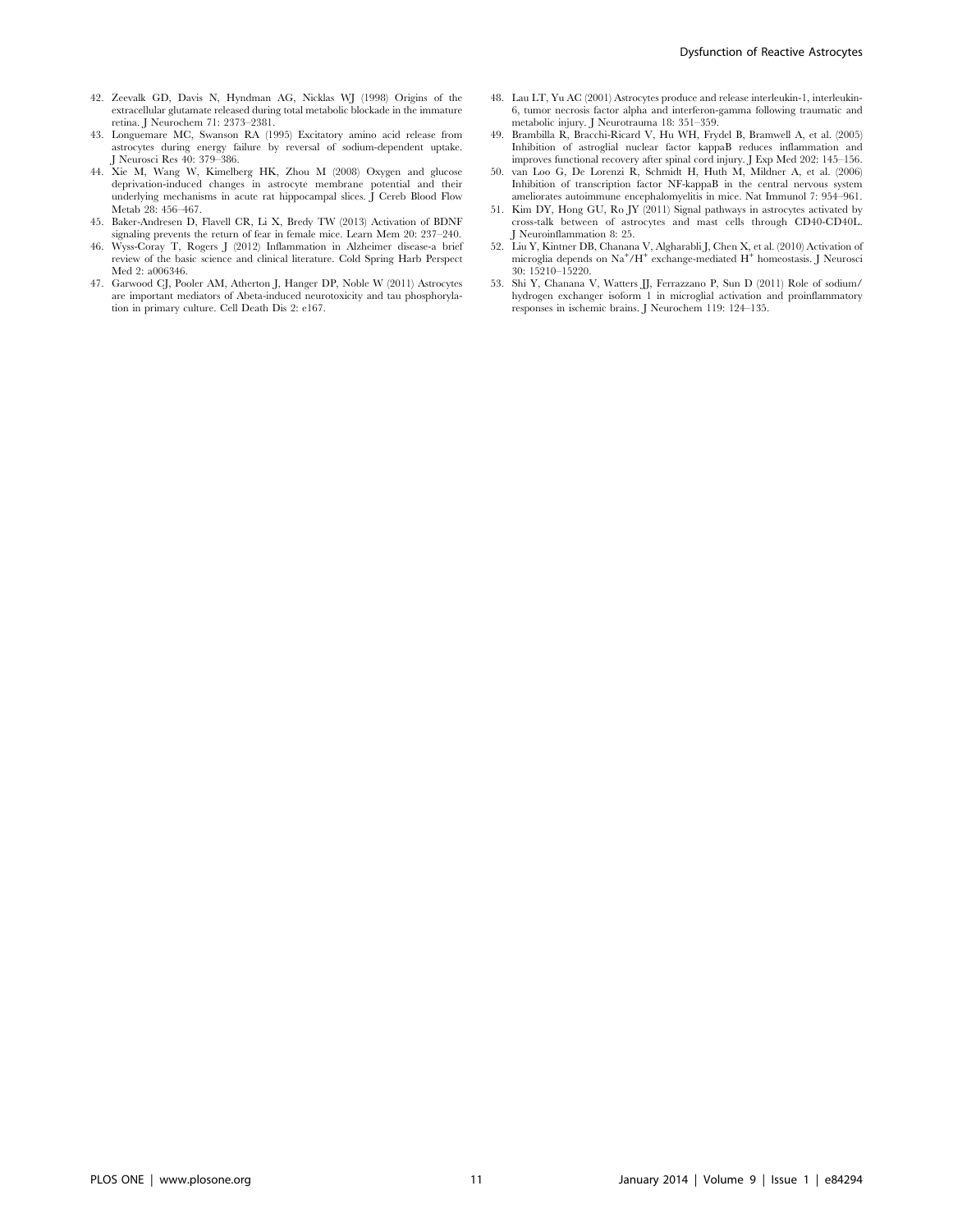42. Zeevalk GD, Davis N, Hyndman AG, Nicklas WJ (1998) Origins of the extracellular glutamate released during total metabolic blockade in the immature retina. J Neurochem 71: 2373–2381.
43. Longuemare MC, Swanson RA (1995) Excitatory amino acid release from astrocytes during energy failure by reversal of sodium-dependent uptake. J Neurosci Res 40: 379–386.
44. Xie M, Wang W, Kimelberg HK, Zhou M (2008) Oxygen and glucose deprivation-induced changes in astrocyte membrane potential and their underlying mechanisms in acute rat hippocampal slices. J Cereb Blood Flow Metab 28: 456–467.
45. Baker-Andresen D, Flavell CR, Li X, Bredy TW (2013) Activation of BDNF signaling prevents the return of fear in female mice. Learn Mem 20: 237–240.
46. Wyss-Coray T, Rogers J (2012) Inflammation in Alzheimer disease-a brief review of the basic science and clinical literature. Cold Spring Harb Perspect Med 2: a006346.
47. Garwood CJ, Pooler AM, Atherton J, Hanger DP, Noble W (2011) Astrocytes are important mediators of Abeta-induced neurotoxicity and tau phosphorylation in primary culture. Cell Death Dis 2: e167.
48. Lau LT, Yu AC (2001) Astrocytes produce and release interleukin-1, interleukin-6, tumor necrosis factor alpha and interferon-gamma following traumatic and metabolic injury. J Neurotrauma 18: 351–359.
49. Brambilla R, Bracchi-Ricard V, Hu WH, Frydel B, Bramwell A, et al. (2005) Inhibition of astroglial nuclear factor kappaB reduces inflammation and improves functional recovery after spinal cord injury. J Exp Med 202: 145–156.
50. van Loo G, De Lorenzi R, Schmidt H, Huth M, Mildner A, et al. (2006) Inhibition of transcription factor NF-kappaB in the central nervous system ameliorates autoimmune encephalomyelitis in mice. Nat Immunol 7: 954–961.
51. Kim DY, Hong GU, Ro JY (2011) Signal pathways in astrocytes activated by cross-talk between of astrocytes and mast cells through CD40-CD40L. J Neuroinflammation 8: 25.
52. Liu Y, Kintner DB, Chanana V, Algharabli J, Chen X, et al. (2010) Activation of microglia depends on $Na^+/H^+$ exchange-mediated $H^+$ homeostasis. J Neurosci 30: 15210–15220.
53. Shi Y, Chanana V, Watters JJ, Ferrazzano P, Sun D (2011) Role of sodium/hydrogen exchanger isoform 1 in microglial activation and proinflammatory responses in ischemic brains. J Neurochem 119: 124–135.